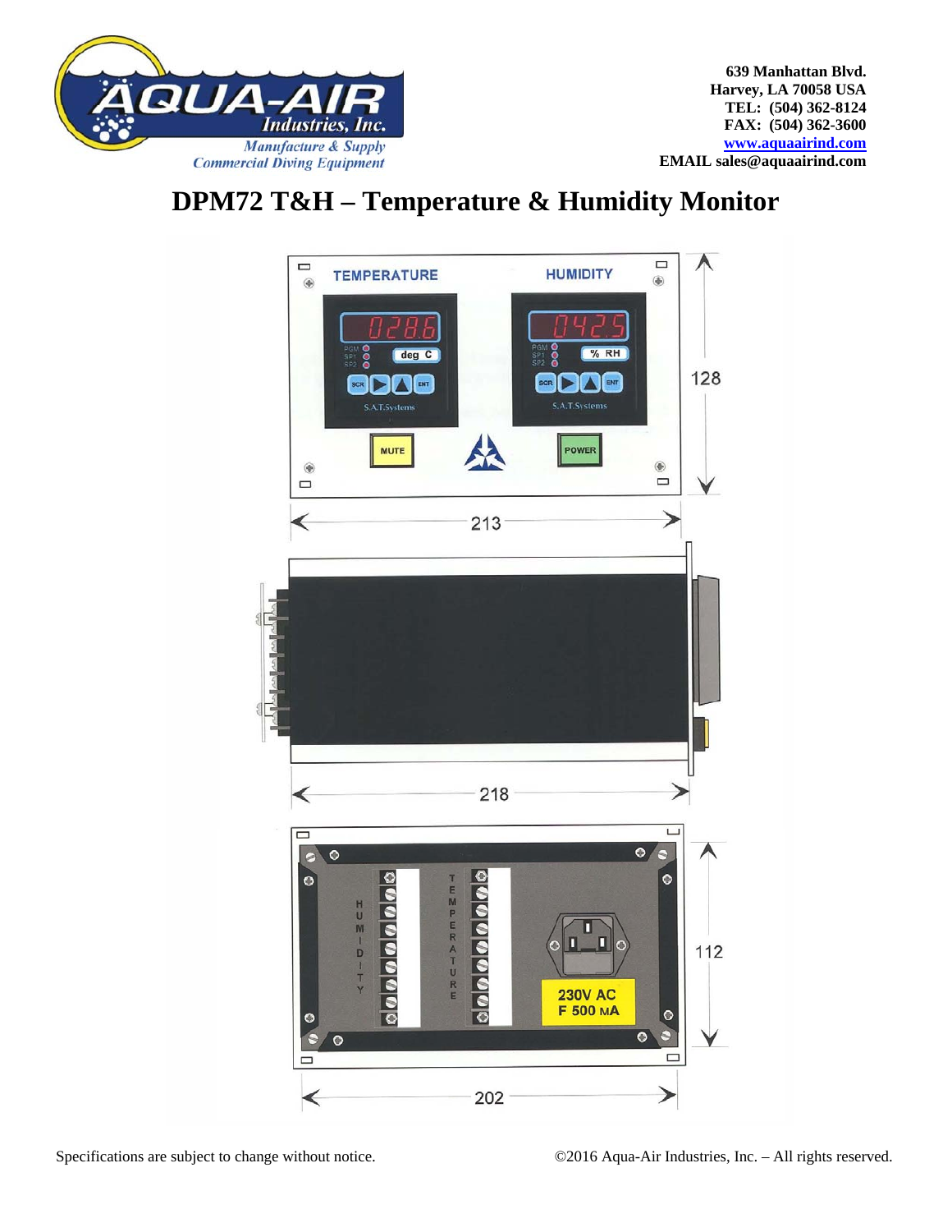639 Manhattan Blvd.
Harvey, LA 70058 USA
TEL: (504) 362-8124
FAX: (504) 362-3600
www.aquaairind.com
EMAIL sales@aquaairind.com

# DPM72 T&H – Temperature & Humidity Monitor

Specifications are subject to change without notice.

©2016 Aqua-Air Industries, Inc. – All rights reserved.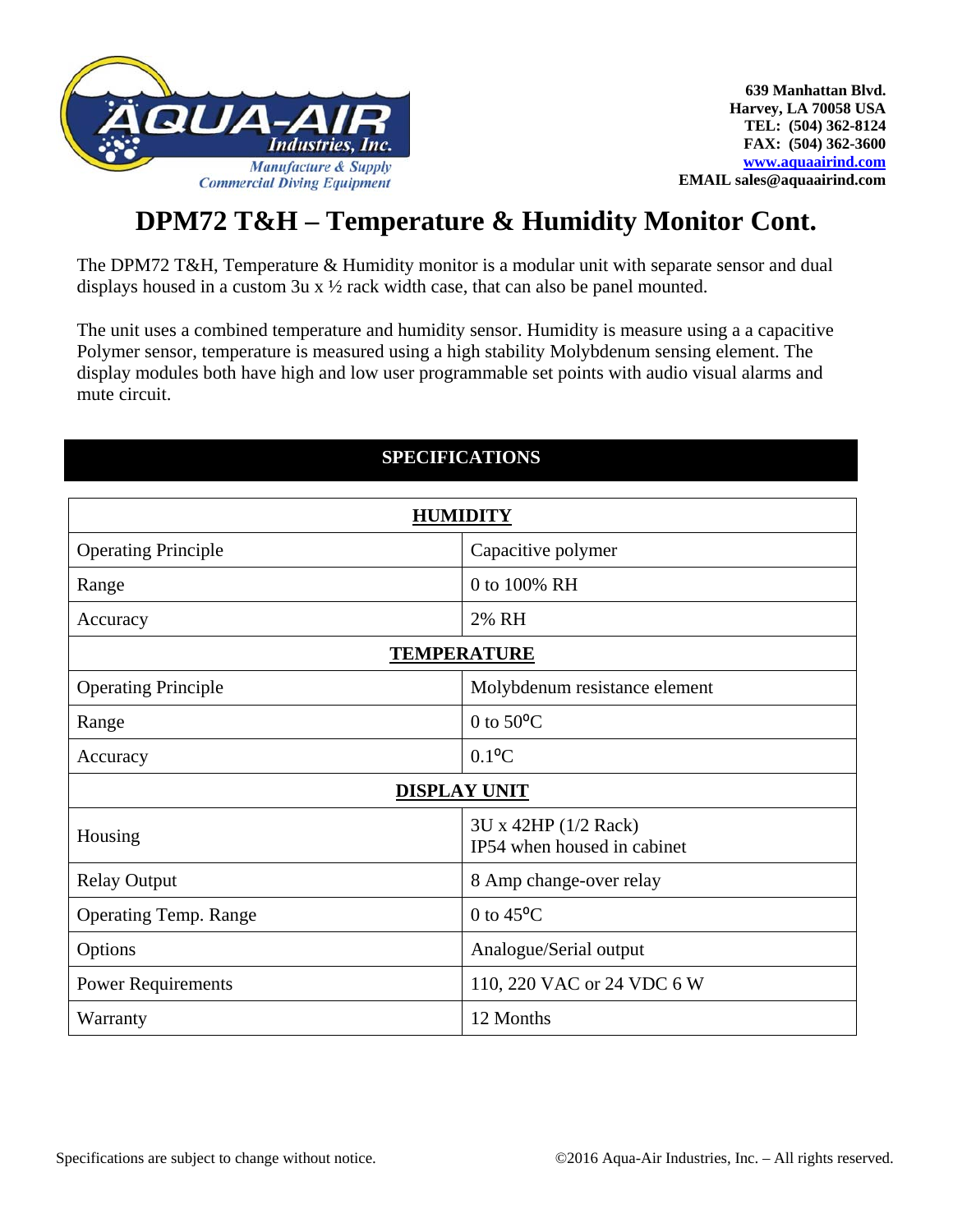639 Manhattan Blvd.
Harvey, LA 70058 USA
TEL: (504) 362-8124
FAX: (504) 362-3600
www.aquaairind.com
EMAIL sales@aquaairind.com

# DPM72 T&H – Temperature & Humidity Monitor Cont.

The DPM72 T&H, Temperature & Humidity monitor is a modular unit with separate sensor and dual displays housed in a custom 3u x ½ rack width case, that can also be panel mounted.

The unit uses a combined temperature and humidity sensor. Humidity is measure using a a capacitive Polymer sensor, temperature is measured using a high stability Molybdenum sensing element. The display modules both have high and low user programmable set points with audio visual alarms and mute circuit.

## SPECIFICATIONS

| | |
|---|---|
| **HUMIDITY** | |
| Operating Principle | Capacitive polymer |
| Range | 0 to 100% RH |
| Accuracy | 2% RH |
| **TEMPERATURE** | |
| Operating Principle | Molybdenum resistance element |
| Range | 0 to 50°C |
| Accuracy | 0.1°C |
| **DISPLAY UNIT** | |
| Housing | 3U x 42HP (1/2 Rack)<br>IP54 when housed in cabinet |
| Relay Output | 8 Amp change-over relay |
| Operating Temp. Range | 0 to 45°C |
| Options | Analogue/Serial output |
| Power Requirements | 110, 220 VAC or 24 VDC 6 W |
| Warranty | 12 Months |

Specifications are subject to change without notice. ©2016 Aqua-Air Industries, Inc. – All rights reserved.